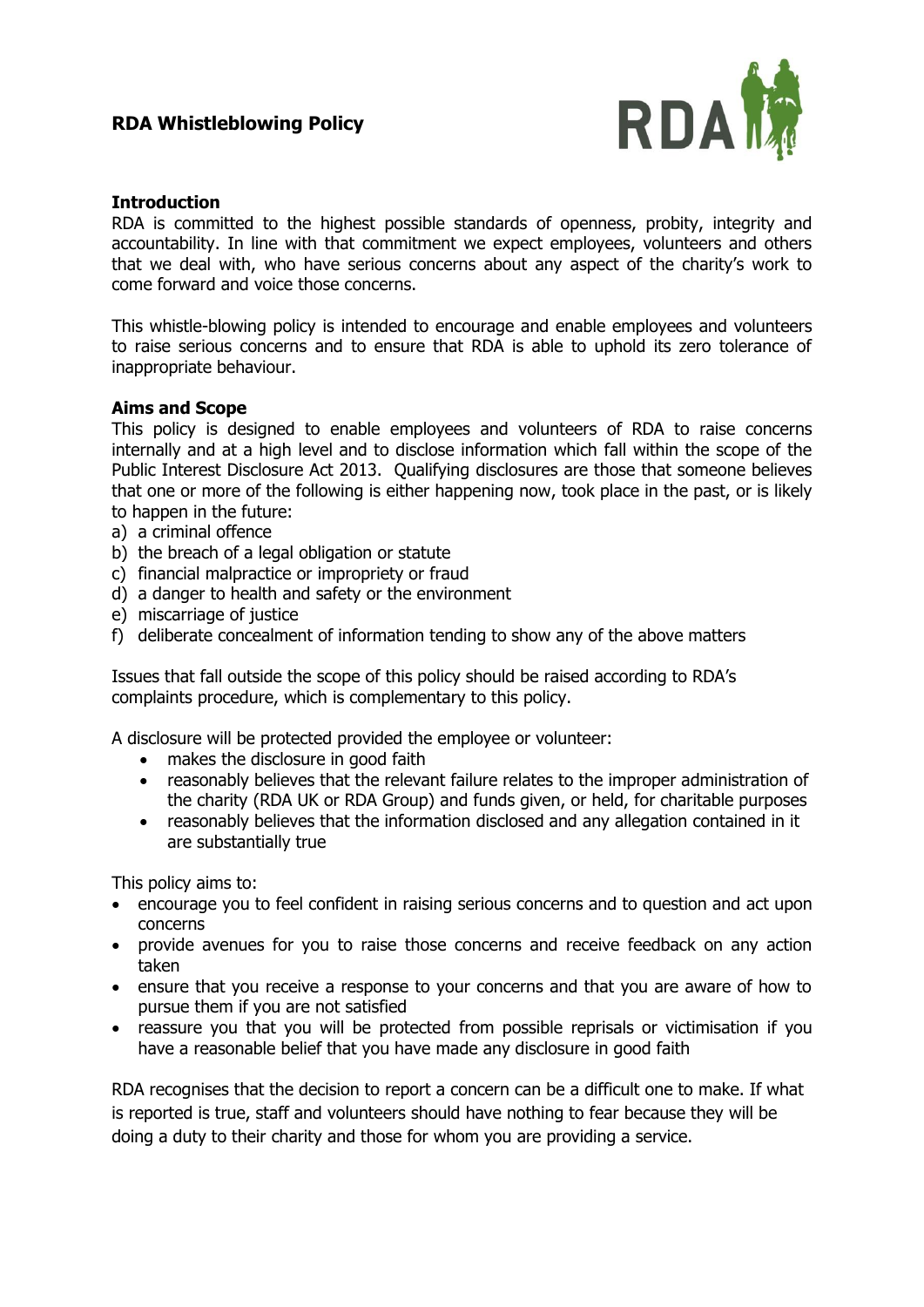# RDA Whistleblowing Policy

## Introduction

RDA is committed to the highest possible standards of openness, probity, integrity and accountability. In line with that commitment we expect employees, volunteers and others that we deal with, who have serious concerns about any aspect of the charity's work to come forward and voice those concerns.

This whistle-blowing policy is intended to encourage and enable employees and volunteers to raise serious concerns and to ensure that RDA is able to uphold its zero tolerance of inappropriate behaviour.

## Aims and Scope

This policy is designed to enable employees and volunteers of RDA to raise concerns internally and at a high level and to disclose information which fall within the scope of the Public Interest Disclosure Act 2013. Qualifying disclosures are those that someone believes that one or more of the following is either happening now, took place in the past, or is likely to happen in the future:

a) a criminal offence
b) the breach of a legal obligation or statute
c) financial malpractice or impropriety or fraud
d) a danger to health and safety or the environment
e) miscarriage of justice
f) deliberate concealment of information tending to show any of the above matters

Issues that fall outside the scope of this policy should be raised according to RDA's complaints procedure, which is complementary to this policy.

A disclosure will be protected provided the employee or volunteer:

- makes the disclosure in good faith
- reasonably believes that the relevant failure relates to the improper administration of the charity (RDA UK or RDA Group) and funds given, or held, for charitable purposes
- reasonably believes that the information disclosed and any allegation contained in it are substantially true

This policy aims to:

- encourage you to feel confident in raising serious concerns and to question and act upon concerns
- provide avenues for you to raise those concerns and receive feedback on any action taken
- ensure that you receive a response to your concerns and that you are aware of how to pursue them if you are not satisfied
- reassure you that you will be protected from possible reprisals or victimisation if you have a reasonable belief that you have made any disclosure in good faith

RDA recognises that the decision to report a concern can be a difficult one to make. If what is reported is true, staff and volunteers should have nothing to fear because they will be doing a duty to their charity and those for whom you are providing a service.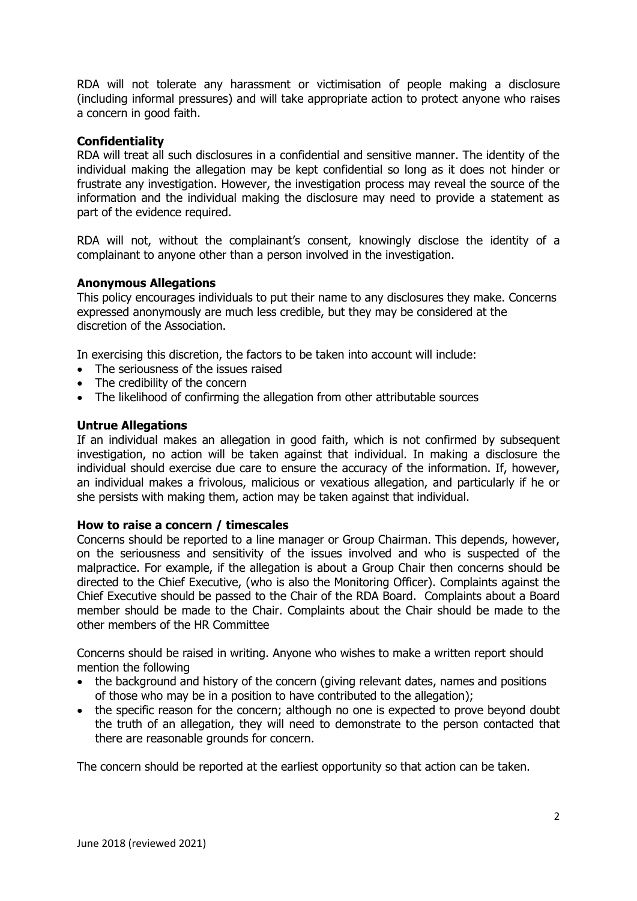RDA will not tolerate any harassment or victimisation of people making a disclosure (including informal pressures) and will take appropriate action to protect anyone who raises a concern in good faith.

**Confidentiality**

RDA will treat all such disclosures in a confidential and sensitive manner. The identity of the individual making the allegation may be kept confidential so long as it does not hinder or frustrate any investigation. However, the investigation process may reveal the source of the information and the individual making the disclosure may need to provide a statement as part of the evidence required.

RDA will not, without the complainant's consent, knowingly disclose the identity of a complainant to anyone other than a person involved in the investigation.

**Anonymous Allegations**

This policy encourages individuals to put their name to any disclosures they make. Concerns expressed anonymously are much less credible, but they may be considered at the discretion of the Association.

In exercising this discretion, the factors to be taken into account will include:

- The seriousness of the issues raised
- The credibility of the concern
- The likelihood of confirming the allegation from other attributable sources

**Untrue Allegations**

If an individual makes an allegation in good faith, which is not confirmed by subsequent investigation, no action will be taken against that individual. In making a disclosure the individual should exercise due care to ensure the accuracy of the information. If, however, an individual makes a frivolous, malicious or vexatious allegation, and particularly if he or she persists with making them, action may be taken against that individual.

**How to raise a concern / timescales**

Concerns should be reported to a line manager or Group Chairman. This depends, however, on the seriousness and sensitivity of the issues involved and who is suspected of the malpractice. For example, if the allegation is about a Group Chair then concerns should be directed to the Chief Executive, (who is also the Monitoring Officer). Complaints against the Chief Executive should be passed to the Chair of the RDA Board. Complaints about a Board member should be made to the Chair. Complaints about the Chair should be made to the other members of the HR Committee

Concerns should be raised in writing. Anyone who wishes to make a written report should mention the following

- the background and history of the concern (giving relevant dates, names and positions of those who may be in a position to have contributed to the allegation);
- the specific reason for the concern; although no one is expected to prove beyond doubt the truth of an allegation, they will need to demonstrate to the person contacted that there are reasonable grounds for concern.

The concern should be reported at the earliest opportunity so that action can be taken.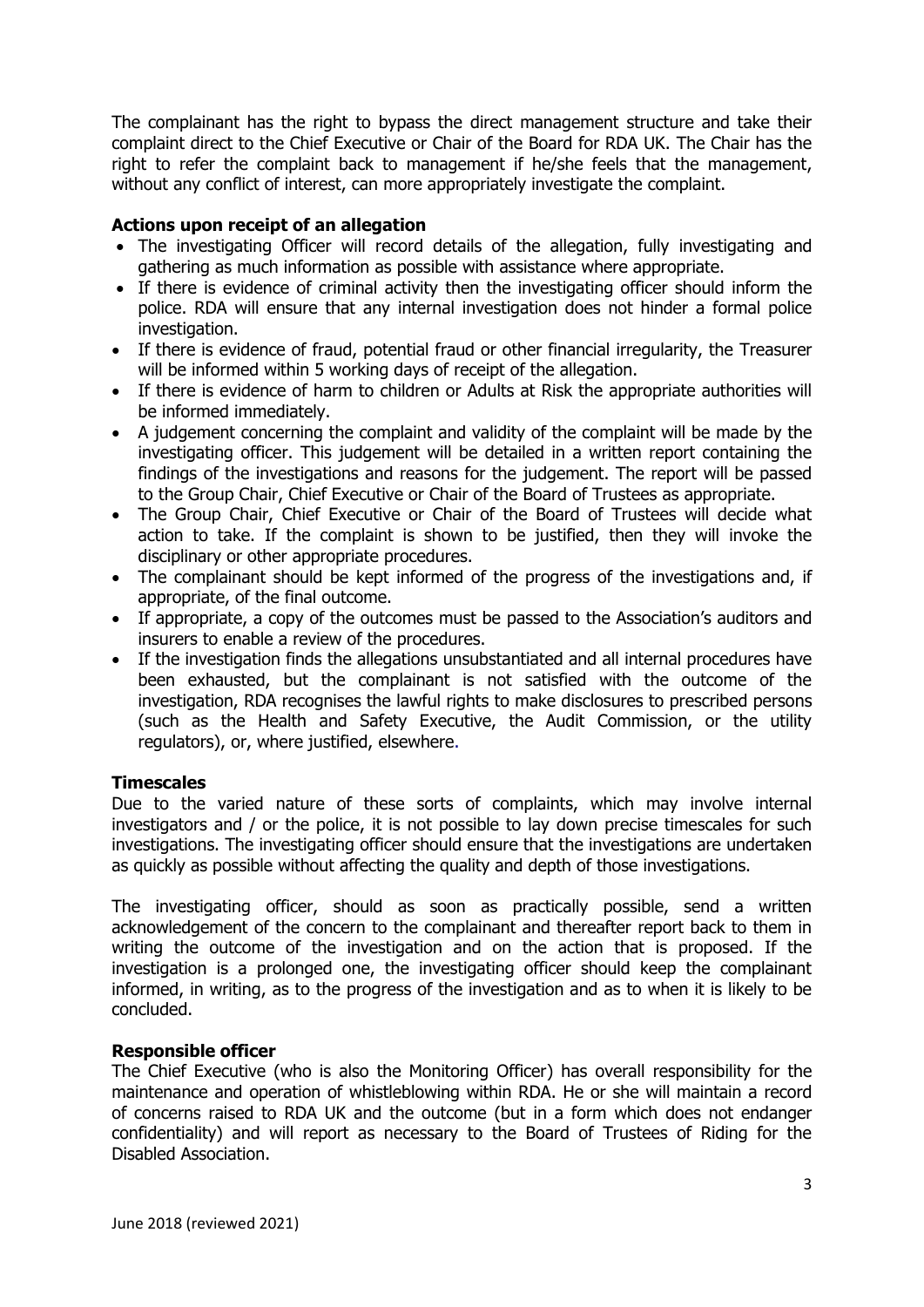The complainant has the right to bypass the direct management structure and take their complaint direct to the Chief Executive or Chair of the Board for RDA UK. The Chair has the right to refer the complaint back to management if he/she feels that the management, without any conflict of interest, can more appropriately investigate the complaint.

**Actions upon receipt of an allegation**

- The investigating Officer will record details of the allegation, fully investigating and gathering as much information as possible with assistance where appropriate.
- If there is evidence of criminal activity then the investigating officer should inform the police. RDA will ensure that any internal investigation does not hinder a formal police investigation.
- If there is evidence of fraud, potential fraud or other financial irregularity, the Treasurer will be informed within 5 working days of receipt of the allegation.
- If there is evidence of harm to children or Adults at Risk the appropriate authorities will be informed immediately.
- A judgement concerning the complaint and validity of the complaint will be made by the investigating officer. This judgement will be detailed in a written report containing the findings of the investigations and reasons for the judgement. The report will be passed to the Group Chair, Chief Executive or Chair of the Board of Trustees as appropriate.
- The Group Chair, Chief Executive or Chair of the Board of Trustees will decide what action to take. If the complaint is shown to be justified, then they will invoke the disciplinary or other appropriate procedures.
- The complainant should be kept informed of the progress of the investigations and, if appropriate, of the final outcome.
- If appropriate, a copy of the outcomes must be passed to the Association's auditors and insurers to enable a review of the procedures.
- If the investigation finds the allegations unsubstantiated and all internal procedures have been exhausted, but the complainant is not satisfied with the outcome of the investigation, RDA recognises the lawful rights to make disclosures to prescribed persons (such as the Health and Safety Executive, the Audit Commission, or the utility regulators), or, where justified, elsewhere.

**Timescales**

Due to the varied nature of these sorts of complaints, which may involve internal investigators and / or the police, it is not possible to lay down precise timescales for such investigations. The investigating officer should ensure that the investigations are undertaken as quickly as possible without affecting the quality and depth of those investigations.

The investigating officer, should as soon as practically possible, send a written acknowledgement of the concern to the complainant and thereafter report back to them in writing the outcome of the investigation and on the action that is proposed. If the investigation is a prolonged one, the investigating officer should keep the complainant informed, in writing, as to the progress of the investigation and as to when it is likely to be concluded.

**Responsible officer**

The Chief Executive (who is also the Monitoring Officer) has overall responsibility for the maintenance and operation of whistleblowing within RDA. He or she will maintain a record of concerns raised to RDA UK and the outcome (but in a form which does not endanger confidentiality) and will report as necessary to the Board of Trustees of Riding for the Disabled Association.